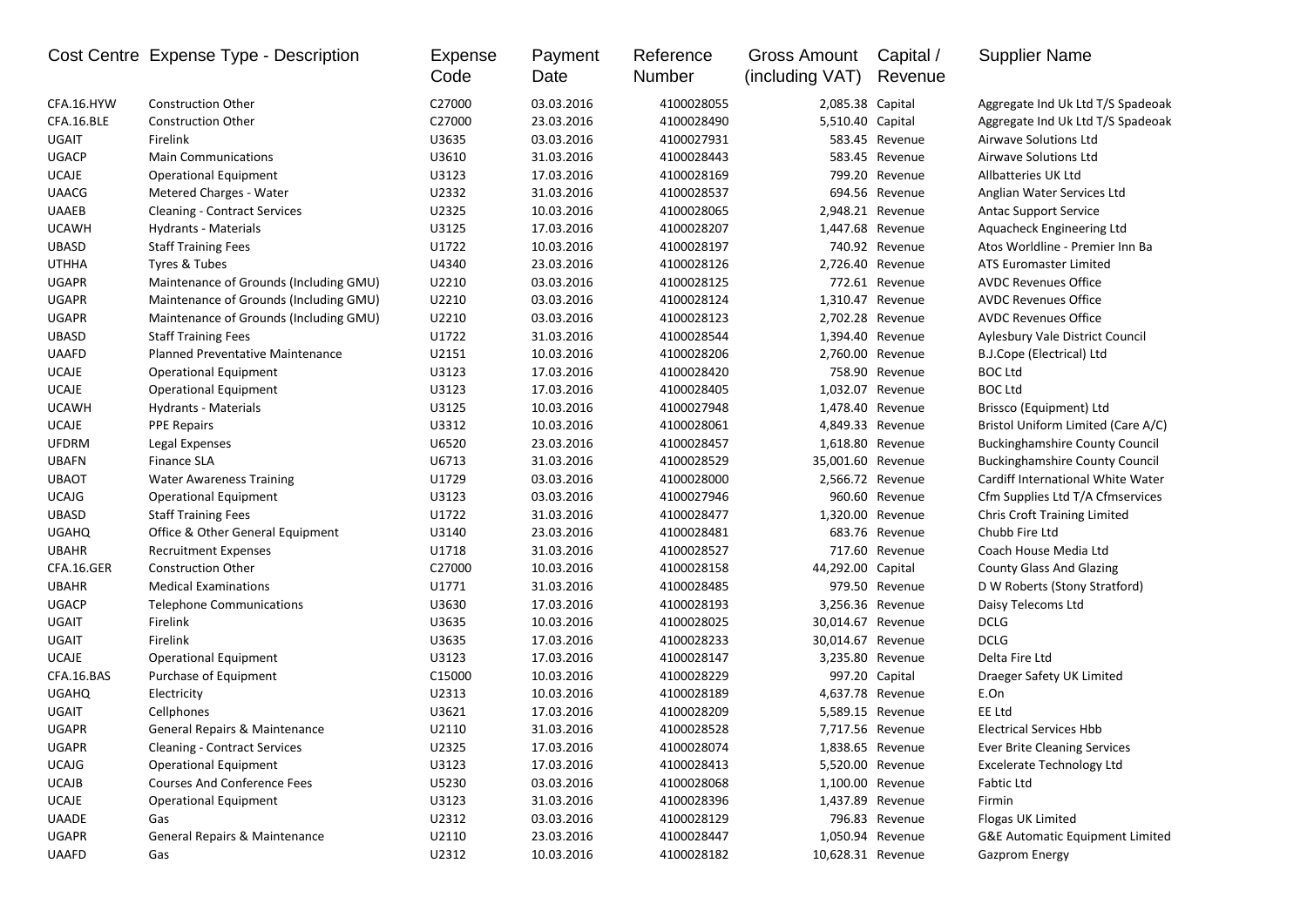| Cost Centre | Expense Type - Description | Expense Code | Payment Date | Reference Number | Gross Amount (including VAT) | Capital / Revenue | Supplier Name |
|---|---|---|---|---|---|---|---|
| CFA.16.HYW | Construction Other | C27000 | 03.03.2016 | 4100028055 | 2,085.38 | Capital | Aggregate Ind Uk Ltd T/S Spadeoak |
| CFA.16.BLE | Construction Other | C27000 | 23.03.2016 | 4100028490 | 5,510.40 | Capital | Aggregate Ind Uk Ltd T/S Spadeoak |
| UGAIT | Firelink | U3635 | 03.03.2016 | 4100027931 | 583.45 | Revenue | Airwave Solutions Ltd |
| UGACP | Main Communications | U3610 | 31.03.2016 | 4100028443 | 583.45 | Revenue | Airwave Solutions Ltd |
| UCAJE | Operational Equipment | U3123 | 17.03.2016 | 4100028169 | 799.20 | Revenue | Allbatteries UK Ltd |
| UAACG | Metered Charges - Water | U2332 | 31.03.2016 | 4100028537 | 694.56 | Revenue | Anglian Water Services Ltd |
| UAAEB | Cleaning - Contract Services | U2325 | 10.03.2016 | 4100028065 | 2,948.21 | Revenue | Antac Support Service |
| UCAWH | Hydrants - Materials | U3125 | 17.03.2016 | 4100028207 | 1,447.68 | Revenue | Aquacheck Engineering Ltd |
| UBASD | Staff Training Fees | U1722 | 10.03.2016 | 4100028197 | 740.92 | Revenue | Atos Worldline - Premier Inn Ba |
| UTHHA | Tyres & Tubes | U4340 | 23.03.2016 | 4100028126 | 2,726.40 | Revenue | ATS Euromaster Limited |
| UGAPR | Maintenance of Grounds (Including GMU) | U2210 | 03.03.2016 | 4100028125 | 772.61 | Revenue | AVDC Revenues Office |
| UGAPR | Maintenance of Grounds (Including GMU) | U2210 | 03.03.2016 | 4100028124 | 1,310.47 | Revenue | AVDC Revenues Office |
| UGAPR | Maintenance of Grounds (Including GMU) | U2210 | 03.03.2016 | 4100028123 | 2,702.28 | Revenue | AVDC Revenues Office |
| UBASD | Staff Training Fees | U1722 | 31.03.2016 | 4100028544 | 1,394.40 | Revenue | Aylesbury Vale District Council |
| UAAFD | Planned Preventative Maintenance | U2151 | 10.03.2016 | 4100028206 | 2,760.00 | Revenue | B.J.Cope (Electrical) Ltd |
| UCAJE | Operational Equipment | U3123 | 17.03.2016 | 4100028420 | 758.90 | Revenue | BOC Ltd |
| UCAJE | Operational Equipment | U3123 | 17.03.2016 | 4100028405 | 1,032.07 | Revenue | BOC Ltd |
| UCAWH | Hydrants - Materials | U3125 | 10.03.2016 | 4100027948 | 1,478.40 | Revenue | Brissco (Equipment) Ltd |
| UCAJE | PPE Repairs | U3312 | 10.03.2016 | 4100028061 | 4,849.33 | Revenue | Bristol Uniform Limited (Care A/C) |
| UFDRM | Legal Expenses | U6520 | 23.03.2016 | 4100028457 | 1,618.80 | Revenue | Buckinghamshire County Council |
| UBAFN | Finance SLA | U6713 | 31.03.2016 | 4100028529 | 35,001.60 | Revenue | Buckinghamshire County Council |
| UBAOT | Water Awareness Training | U1729 | 03.03.2016 | 4100028000 | 2,566.72 | Revenue | Cardiff International White Water |
| UCAJG | Operational Equipment | U3123 | 03.03.2016 | 4100027946 | 960.60 | Revenue | Cfm Supplies Ltd T/A Cfmservices |
| UBASD | Staff Training Fees | U1722 | 31.03.2016 | 4100028477 | 1,320.00 | Revenue | Chris Croft Training Limited |
| UGAHQ | Office & Other General Equipment | U3140 | 23.03.2016 | 4100028481 | 683.76 | Revenue | Chubb Fire Ltd |
| UBAHR | Recruitment Expenses | U1718 | 31.03.2016 | 4100028527 | 717.60 | Revenue | Coach House Media Ltd |
| CFA.16.GER | Construction Other | C27000 | 10.03.2016 | 4100028158 | 44,292.00 | Capital | County Glass And Glazing |
| UBAHR | Medical Examinations | U1771 | 31.03.2016 | 4100028485 | 979.50 | Revenue | D W Roberts (Stony Stratford) |
| UGACP | Telephone Communications | U3630 | 17.03.2016 | 4100028193 | 3,256.36 | Revenue | Daisy Telecoms Ltd |
| UGAIT | Firelink | U3635 | 10.03.2016 | 4100028025 | 30,014.67 | Revenue | DCLG |
| UGAIT | Firelink | U3635 | 17.03.2016 | 4100028233 | 30,014.67 | Revenue | DCLG |
| UCAJE | Operational Equipment | U3123 | 17.03.2016 | 4100028147 | 3,235.80 | Revenue | Delta Fire Ltd |
| CFA.16.BAS | Purchase of Equipment | C15000 | 10.03.2016 | 4100028229 | 997.20 | Capital | Draeger Safety UK Limited |
| UGAHQ | Electricity | U2313 | 10.03.2016 | 4100028189 | 4,637.78 | Revenue | E.On |
| UGAIT | Cellphones | U3621 | 17.03.2016 | 4100028209 | 5,589.15 | Revenue | EE Ltd |
| UGAPR | General Repairs & Maintenance | U2110 | 31.03.2016 | 4100028528 | 7,717.56 | Revenue | Electrical Services Hbb |
| UGAPR | Cleaning - Contract Services | U2325 | 17.03.2016 | 4100028074 | 1,838.65 | Revenue | Ever Brite Cleaning Services |
| UCAJG | Operational Equipment | U3123 | 17.03.2016 | 4100028413 | 5,520.00 | Revenue | Excelerate Technology Ltd |
| UCAJB | Courses And Conference Fees | U5230 | 03.03.2016 | 4100028068 | 1,100.00 | Revenue | Fabtic Ltd |
| UCAJE | Operational Equipment | U3123 | 31.03.2016 | 4100028396 | 1,437.89 | Revenue | Firmin |
| UAADE | Gas | U2312 | 03.03.2016 | 4100028129 | 796.83 | Revenue | Flogas UK Limited |
| UGAPR | General Repairs & Maintenance | U2110 | 23.03.2016 | 4100028447 | 1,050.94 | Revenue | G&E Automatic Equipment Limited |
| UAAFD | Gas | U2312 | 10.03.2016 | 4100028182 | 10,628.31 | Revenue | Gazprom Energy |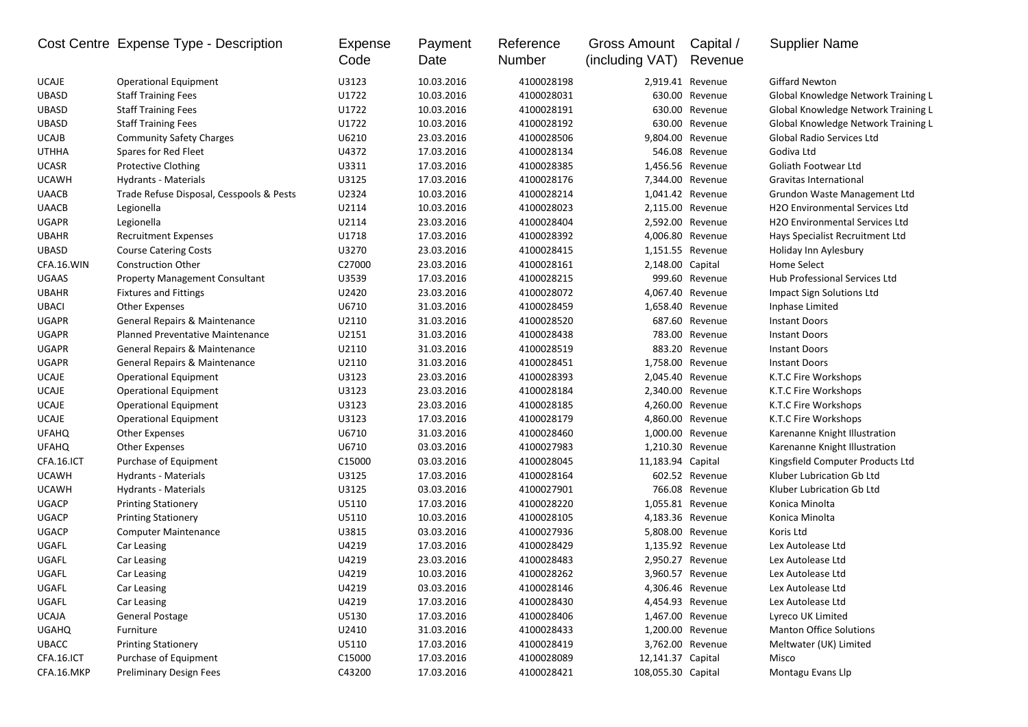| Cost Centre | Expense Type - Description | Expense Code | Payment Date | Reference Number | Gross Amount (including VAT) | Capital / Revenue | Supplier Name |
|---|---|---|---|---|---|---|---|
| UCAJE | Operational Equipment | U3123 | 10.03.2016 | 4100028198 | 2,919.41 | Revenue | Giffard Newton |
| UBASD | Staff Training Fees | U1722 | 10.03.2016 | 4100028031 | 630.00 | Revenue | Global Knowledge Network Training L |
| UBASD | Staff Training Fees | U1722 | 10.03.2016 | 4100028191 | 630.00 | Revenue | Global Knowledge Network Training L |
| UBASD | Staff Training Fees | U1722 | 10.03.2016 | 4100028192 | 630.00 | Revenue | Global Knowledge Network Training L |
| UCAJB | Community Safety Charges | U6210 | 23.03.2016 | 4100028506 | 9,804.00 | Revenue | Global Radio Services Ltd |
| UTHHA | Spares for Red Fleet | U4372 | 17.03.2016 | 4100028134 | 546.08 | Revenue | Godiva Ltd |
| UCASR | Protective Clothing | U3311 | 17.03.2016 | 4100028385 | 1,456.56 | Revenue | Goliath Footwear Ltd |
| UCAWH | Hydrants - Materials | U3125 | 17.03.2016 | 4100028176 | 7,344.00 | Revenue | Gravitas International |
| UAACB | Trade Refuse Disposal, Cesspools & Pests | U2324 | 10.03.2016 | 4100028214 | 1,041.42 | Revenue | Grundon Waste Management Ltd |
| UAACB | Legionella | U2114 | 10.03.2016 | 4100028023 | 2,115.00 | Revenue | H2O Environmental Services Ltd |
| UGAPR | Legionella | U2114 | 23.03.2016 | 4100028404 | 2,592.00 | Revenue | H2O Environmental Services Ltd |
| UBAHR | Recruitment Expenses | U1718 | 17.03.2016 | 4100028392 | 4,006.80 | Revenue | Hays Specialist Recruitment Ltd |
| UBASD | Course Catering Costs | U3270 | 23.03.2016 | 4100028415 | 1,151.55 | Revenue | Holiday Inn Aylesbury |
| CFA.16.WIN | Construction Other | C27000 | 23.03.2016 | 4100028161 | 2,148.00 | Capital | Home Select |
| UGAAS | Property Management Consultant | U3539 | 17.03.2016 | 4100028215 | 999.60 | Revenue | Hub Professional Services Ltd |
| UBAHR | Fixtures and Fittings | U2420 | 23.03.2016 | 4100028072 | 4,067.40 | Revenue | Impact Sign Solutions Ltd |
| UBACI | Other Expenses | U6710 | 31.03.2016 | 4100028459 | 1,658.40 | Revenue | Inphase Limited |
| UGAPR | General Repairs & Maintenance | U2110 | 31.03.2016 | 4100028520 | 687.60 | Revenue | Instant Doors |
| UGAPR | Planned Preventative Maintenance | U2151 | 31.03.2016 | 4100028438 | 783.00 | Revenue | Instant Doors |
| UGAPR | General Repairs & Maintenance | U2110 | 31.03.2016 | 4100028519 | 883.20 | Revenue | Instant Doors |
| UGAPR | General Repairs & Maintenance | U2110 | 31.03.2016 | 4100028451 | 1,758.00 | Revenue | Instant Doors |
| UCAJE | Operational Equipment | U3123 | 23.03.2016 | 4100028393 | 2,045.40 | Revenue | K.T.C Fire Workshops |
| UCAJE | Operational Equipment | U3123 | 23.03.2016 | 4100028184 | 2,340.00 | Revenue | K.T.C Fire Workshops |
| UCAJE | Operational Equipment | U3123 | 23.03.2016 | 4100028185 | 4,260.00 | Revenue | K.T.C Fire Workshops |
| UCAJE | Operational Equipment | U3123 | 17.03.2016 | 4100028179 | 4,860.00 | Revenue | K.T.C Fire Workshops |
| UFAHQ | Other Expenses | U6710 | 31.03.2016 | 4100028460 | 1,000.00 | Revenue | Karenanne Knight Illustration |
| UFAHQ | Other Expenses | U6710 | 03.03.2016 | 4100027983 | 1,210.30 | Revenue | Karenanne Knight Illustration |
| CFA.16.ICT | Purchase of Equipment | C15000 | 03.03.2016 | 4100028045 | 11,183.94 | Capital | Kingsfield Computer Products Ltd |
| UCAWH | Hydrants - Materials | U3125 | 17.03.2016 | 4100028164 | 602.52 | Revenue | Kluber Lubrication Gb Ltd |
| UCAWH | Hydrants - Materials | U3125 | 03.03.2016 | 4100027901 | 766.08 | Revenue | Kluber Lubrication Gb Ltd |
| UGACP | Printing Stationery | U5110 | 17.03.2016 | 4100028220 | 1,055.81 | Revenue | Konica Minolta |
| UGACP | Printing Stationery | U5110 | 10.03.2016 | 4100028105 | 4,183.36 | Revenue | Konica Minolta |
| UGACP | Computer Maintenance | U3815 | 03.03.2016 | 4100027936 | 5,808.00 | Revenue | Koris Ltd |
| UGAFL | Car Leasing | U4219 | 17.03.2016 | 4100028429 | 1,135.92 | Revenue | Lex Autolease Ltd |
| UGAFL | Car Leasing | U4219 | 23.03.2016 | 4100028483 | 2,950.27 | Revenue | Lex Autolease Ltd |
| UGAFL | Car Leasing | U4219 | 10.03.2016 | 4100028262 | 3,960.57 | Revenue | Lex Autolease Ltd |
| UGAFL | Car Leasing | U4219 | 03.03.2016 | 4100028146 | 4,306.46 | Revenue | Lex Autolease Ltd |
| UGAFL | Car Leasing | U4219 | 17.03.2016 | 4100028430 | 4,454.93 | Revenue | Lex Autolease Ltd |
| UCAJA | General Postage | U5130 | 17.03.2016 | 4100028406 | 1,467.00 | Revenue | Lyreco UK Limited |
| UGAHQ | Furniture | U2410 | 31.03.2016 | 4100028433 | 1,200.00 | Revenue | Manton Office Solutions |
| UBACC | Printing Stationery | U5110 | 17.03.2016 | 4100028419 | 3,762.00 | Revenue | Meltwater (UK) Limited |
| CFA.16.ICT | Purchase of Equipment | C15000 | 17.03.2016 | 4100028089 | 12,141.37 | Capital | Misco |
| CFA.16.MKP | Preliminary Design Fees | C43200 | 17.03.2016 | 4100028421 | 108,055.30 | Capital | Montagu Evans Llp |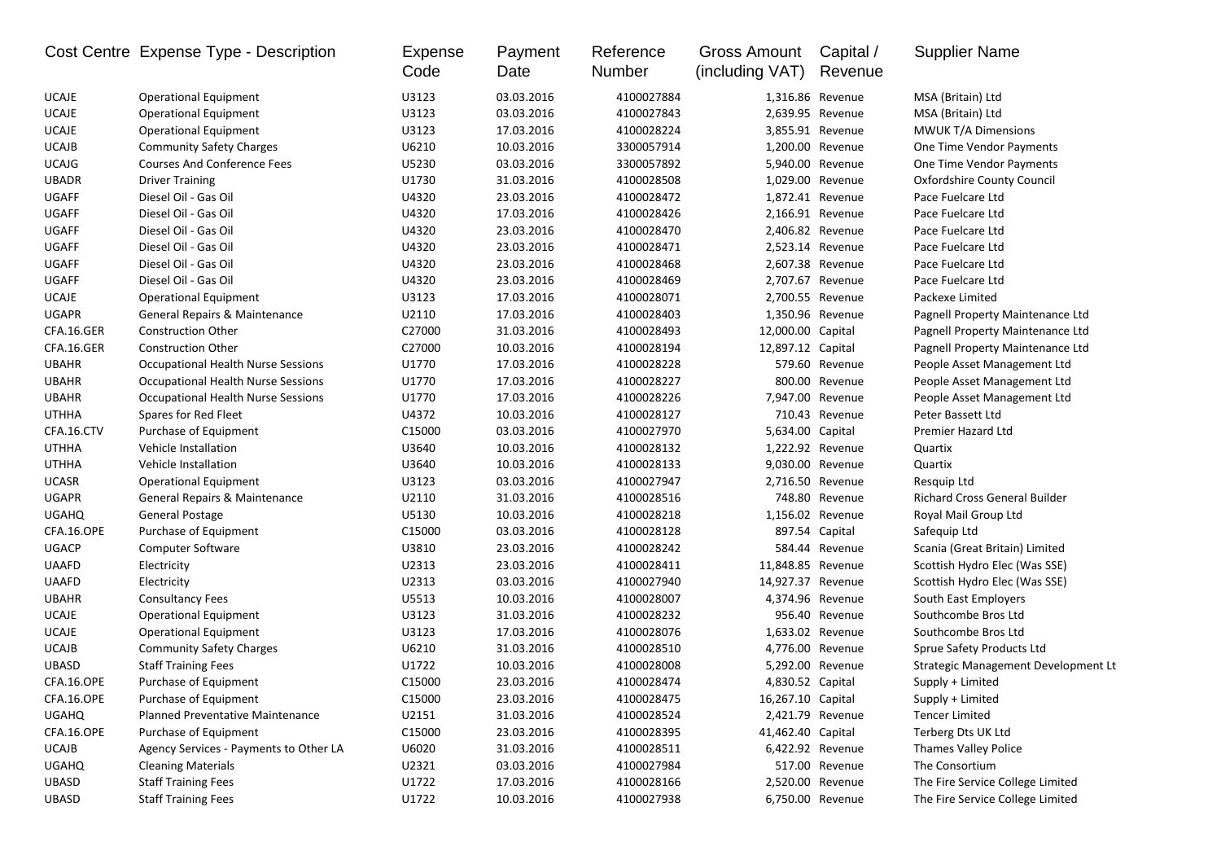| Cost Centre | Expense Type - Description | Expense Code | Payment Date | Reference Number | Gross Amount (including VAT) | Capital / Revenue | Supplier Name |
|---|---|---|---|---|---|---|---|
| UCAJE | Operational Equipment | U3123 | 03.03.2016 | 4100027884 | 1,316.86 | Revenue | MSA (Britain) Ltd |
| UCAJE | Operational Equipment | U3123 | 03.03.2016 | 4100027843 | 2,639.95 | Revenue | MSA (Britain) Ltd |
| UCAJE | Operational Equipment | U3123 | 17.03.2016 | 4100028224 | 3,855.91 | Revenue | MWUK T/A Dimensions |
| UCAJB | Community Safety Charges | U6210 | 10.03.2016 | 3300057914 | 1,200.00 | Revenue | One Time Vendor Payments |
| UCAJG | Courses And Conference Fees | U5230 | 03.03.2016 | 3300057892 | 5,940.00 | Revenue | One Time Vendor Payments |
| UBADR | Driver Training | U1730 | 31.03.2016 | 4100028508 | 1,029.00 | Revenue | Oxfordshire County Council |
| UGAFF | Diesel Oil - Gas Oil | U4320 | 23.03.2016 | 4100028472 | 1,872.41 | Revenue | Pace Fuelcare Ltd |
| UGAFF | Diesel Oil - Gas Oil | U4320 | 17.03.2016 | 4100028426 | 2,166.91 | Revenue | Pace Fuelcare Ltd |
| UGAFF | Diesel Oil - Gas Oil | U4320 | 23.03.2016 | 4100028470 | 2,406.82 | Revenue | Pace Fuelcare Ltd |
| UGAFF | Diesel Oil - Gas Oil | U4320 | 23.03.2016 | 4100028471 | 2,523.14 | Revenue | Pace Fuelcare Ltd |
| UGAFF | Diesel Oil - Gas Oil | U4320 | 23.03.2016 | 4100028468 | 2,607.38 | Revenue | Pace Fuelcare Ltd |
| UGAFF | Diesel Oil - Gas Oil | U4320 | 23.03.2016 | 4100028469 | 2,707.67 | Revenue | Pace Fuelcare Ltd |
| UCAJE | Operational Equipment | U3123 | 17.03.2016 | 4100028071 | 2,700.55 | Revenue | Packexe Limited |
| UGAPR | General Repairs & Maintenance | U2110 | 17.03.2016 | 4100028403 | 1,350.96 | Revenue | Pagnell Property Maintenance Ltd |
| CFA.16.GER | Construction Other | C27000 | 31.03.2016 | 4100028493 | 12,000.00 | Capital | Pagnell Property Maintenance Ltd |
| CFA.16.GER | Construction Other | C27000 | 10.03.2016 | 4100028194 | 12,897.12 | Capital | Pagnell Property Maintenance Ltd |
| UBAHR | Occupational Health Nurse Sessions | U1770 | 17.03.2016 | 4100028228 | 579.60 | Revenue | People Asset Management Ltd |
| UBAHR | Occupational Health Nurse Sessions | U1770 | 17.03.2016 | 4100028227 | 800.00 | Revenue | People Asset Management Ltd |
| UBAHR | Occupational Health Nurse Sessions | U1770 | 17.03.2016 | 4100028226 | 7,947.00 | Revenue | People Asset Management Ltd |
| UTHHA | Spares for Red Fleet | U4372 | 10.03.2016 | 4100028127 | 710.43 | Revenue | Peter Bassett Ltd |
| CFA.16.CTV | Purchase of Equipment | C15000 | 03.03.2016 | 4100027970 | 5,634.00 | Capital | Premier Hazard Ltd |
| UTHHA | Vehicle Installation | U3640 | 10.03.2016 | 4100028132 | 1,222.92 | Revenue | Quartix |
| UTHHA | Vehicle Installation | U3640 | 10.03.2016 | 4100028133 | 9,030.00 | Revenue | Quartix |
| UCASR | Operational Equipment | U3123 | 03.03.2016 | 4100027947 | 2,716.50 | Revenue | Resquip Ltd |
| UGAPR | General Repairs & Maintenance | U2110 | 31.03.2016 | 4100028516 | 748.80 | Revenue | Richard Cross General Builder |
| UGAHQ | General Postage | U5130 | 10.03.2016 | 4100028218 | 1,156.02 | Revenue | Royal Mail Group Ltd |
| CFA.16.OPE | Purchase of Equipment | C15000 | 03.03.2016 | 4100028128 | 897.54 | Capital | Safequip Ltd |
| UGACP | Computer Software | U3810 | 23.03.2016 | 4100028242 | 584.44 | Revenue | Scania (Great Britain) Limited |
| UAAFD | Electricity | U2313 | 23.03.2016 | 4100028411 | 11,848.85 | Revenue | Scottish Hydro Elec (Was SSE) |
| UAAFD | Electricity | U2313 | 03.03.2016 | 4100027940 | 14,927.37 | Revenue | Scottish Hydro Elec (Was SSE) |
| UBAHR | Consultancy Fees | U5513 | 10.03.2016 | 4100028007 | 4,374.96 | Revenue | South East Employers |
| UCAJE | Operational Equipment | U3123 | 31.03.2016 | 4100028232 | 956.40 | Revenue | Southcombe Bros Ltd |
| UCAJE | Operational Equipment | U3123 | 17.03.2016 | 4100028076 | 1,633.02 | Revenue | Southcombe Bros Ltd |
| UCAJB | Community Safety Charges | U6210 | 31.03.2016 | 4100028510 | 4,776.00 | Revenue | Sprue Safety Products Ltd |
| UBASD | Staff Training Fees | U1722 | 10.03.2016 | 4100028008 | 5,292.00 | Revenue | Strategic Management Development Lt |
| CFA.16.OPE | Purchase of Equipment | C15000 | 23.03.2016 | 4100028474 | 4,830.52 | Capital | Supply + Limited |
| CFA.16.OPE | Purchase of Equipment | C15000 | 23.03.2016 | 4100028475 | 16,267.10 | Capital | Supply + Limited |
| UGAHQ | Planned Preventative Maintenance | U2151 | 31.03.2016 | 4100028524 | 2,421.79 | Revenue | Tencer Limited |
| CFA.16.OPE | Purchase of Equipment | C15000 | 23.03.2016 | 4100028395 | 41,462.40 | Capital | Terberg Dts UK Ltd |
| UCAJB | Agency Services - Payments to Other LA | U6020 | 31.03.2016 | 4100028511 | 6,422.92 | Revenue | Thames Valley Police |
| UGAHQ | Cleaning Materials | U2321 | 03.03.2016 | 4100027984 | 517.00 | Revenue | The Consortium |
| UBASD | Staff Training Fees | U1722 | 17.03.2016 | 4100028166 | 2,520.00 | Revenue | The Fire Service College Limited |
| UBASD | Staff Training Fees | U1722 | 10.03.2016 | 4100027938 | 6,750.00 | Revenue | The Fire Service College Limited |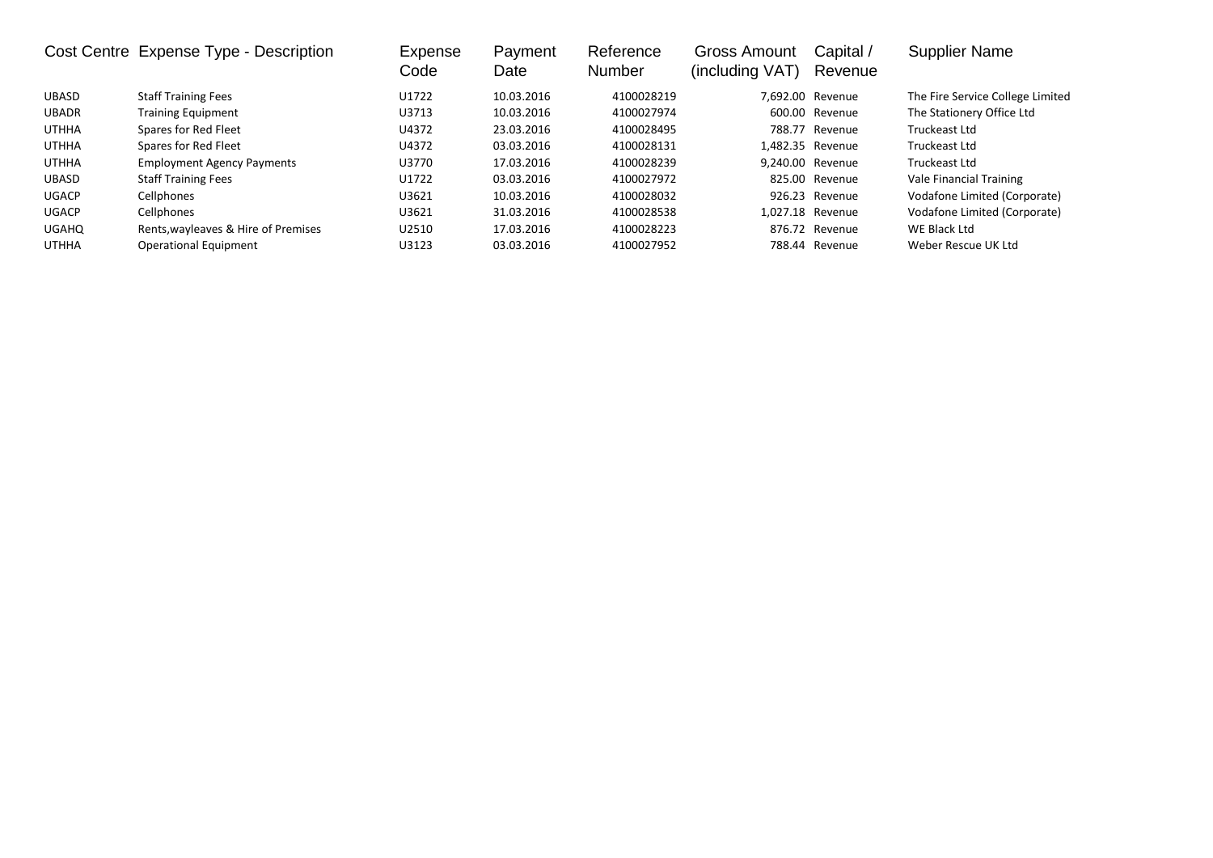| Cost Centre | Expense Type - Description | Expense Code | Payment Date | Reference Number | Gross Amount (including VAT) | Capital / Revenue | Supplier Name |
|---|---|---|---|---|---|---|---|
| UBASD | Staff Training Fees | U1722 | 10.03.2016 | 4100028219 | 7,692.00 | Revenue | The Fire Service College Limited |
| UBADR | Training Equipment | U3713 | 10.03.2016 | 4100027974 | 600.00 | Revenue | The Stationery Office Ltd |
| UTHHA | Spares for Red Fleet | U4372 | 23.03.2016 | 4100028495 | 788.77 | Revenue | Truckeast Ltd |
| UTHHA | Spares for Red Fleet | U4372 | 03.03.2016 | 4100028131 | 1,482.35 | Revenue | Truckeast Ltd |
| UTHHA | Employment Agency Payments | U3770 | 17.03.2016 | 4100028239 | 9,240.00 | Revenue | Truckeast Ltd |
| UBASD | Staff Training Fees | U1722 | 03.03.2016 | 4100027972 | 825.00 | Revenue | Vale Financial Training |
| UGACP | Cellphones | U3621 | 10.03.2016 | 4100028032 | 926.23 | Revenue | Vodafone Limited (Corporate) |
| UGACP | Cellphones | U3621 | 31.03.2016 | 4100028538 | 1,027.18 | Revenue | Vodafone Limited (Corporate) |
| UGAHQ | Rents,wayleaves & Hire of Premises | U2510 | 17.03.2016 | 4100028223 | 876.72 | Revenue | WE Black Ltd |
| UTHHA | Operational Equipment | U3123 | 03.03.2016 | 4100027952 | 788.44 | Revenue | Weber Rescue UK Ltd |